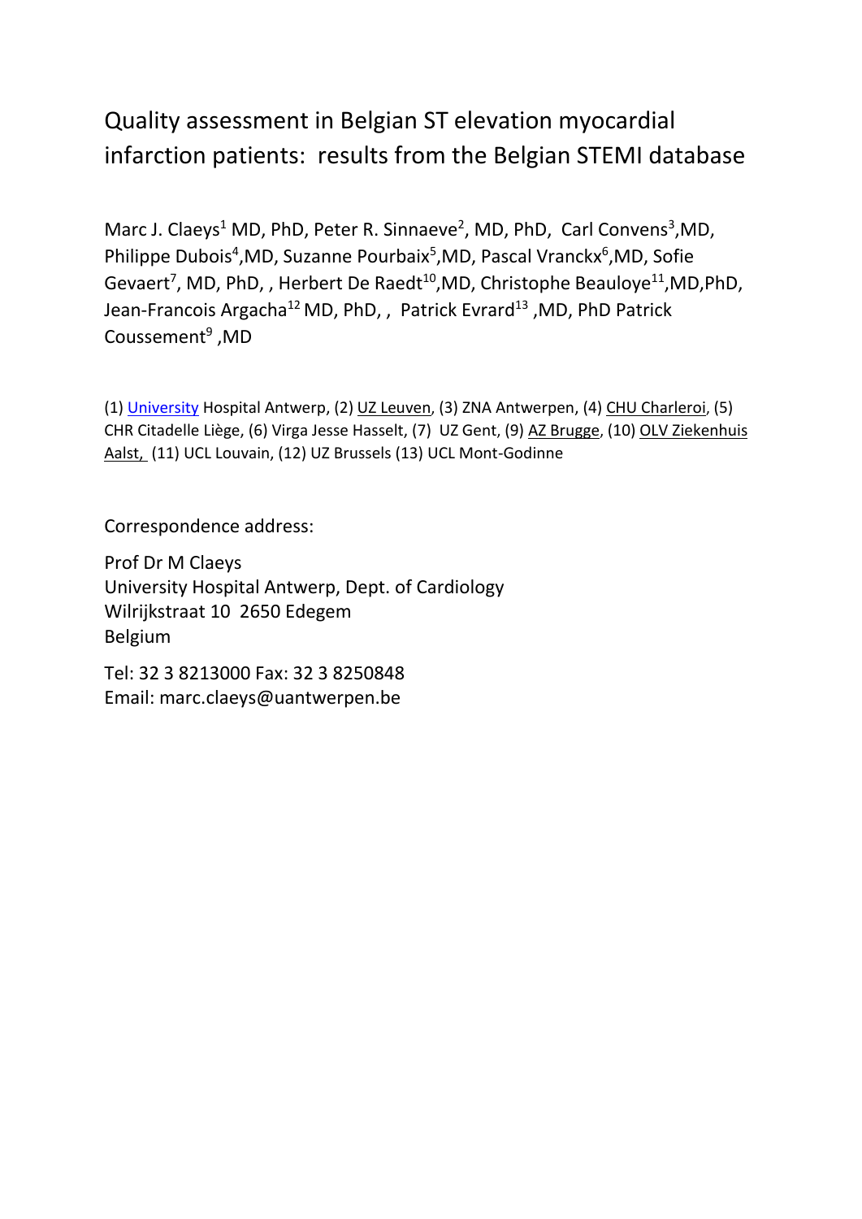# Quality assessment in Belgian ST elevation myocardial infarction patients: results from the Belgian STEMI database

Marc J. Claeys[1] MD, PhD, Peter R. Sinnaeve[2], MD, PhD, Carl Convens[3],MD, Philippe Dubois[4],MD, Suzanne Pourbaix[5],MD, Pascal Vranckx[6],MD, Sofie Gevaert[7], MD, PhD, , Herbert De Raedt[10],MD, Christophe Beauloye[11],MD,PhD, Jean-Francois Argacha[12] MD, PhD, , Patrick Evrard[13] ,MD, PhD Patrick Coussement[9] ,MD

(1) University Hospital Antwerp, (2) UZ Leuven, (3) ZNA Antwerpen, (4) CHU Charleroi, (5) CHR Citadelle Liège, (6) Virga Jesse Hasselt, (7) UZ Gent, (9) AZ Brugge, (10) OLV Ziekenhuis Aalst, (11) UCL Louvain, (12) UZ Brussels (13) UCL Mont-Godinne

Correspondence address:

Prof Dr M Claeys
University Hospital Antwerp, Dept. of Cardiology
Wilrijkstraat 10 2650 Edegem
Belgium

Tel: 32 3 8213000 Fax: 32 3 8250848
Email: marc.claeys@uantwerpen.be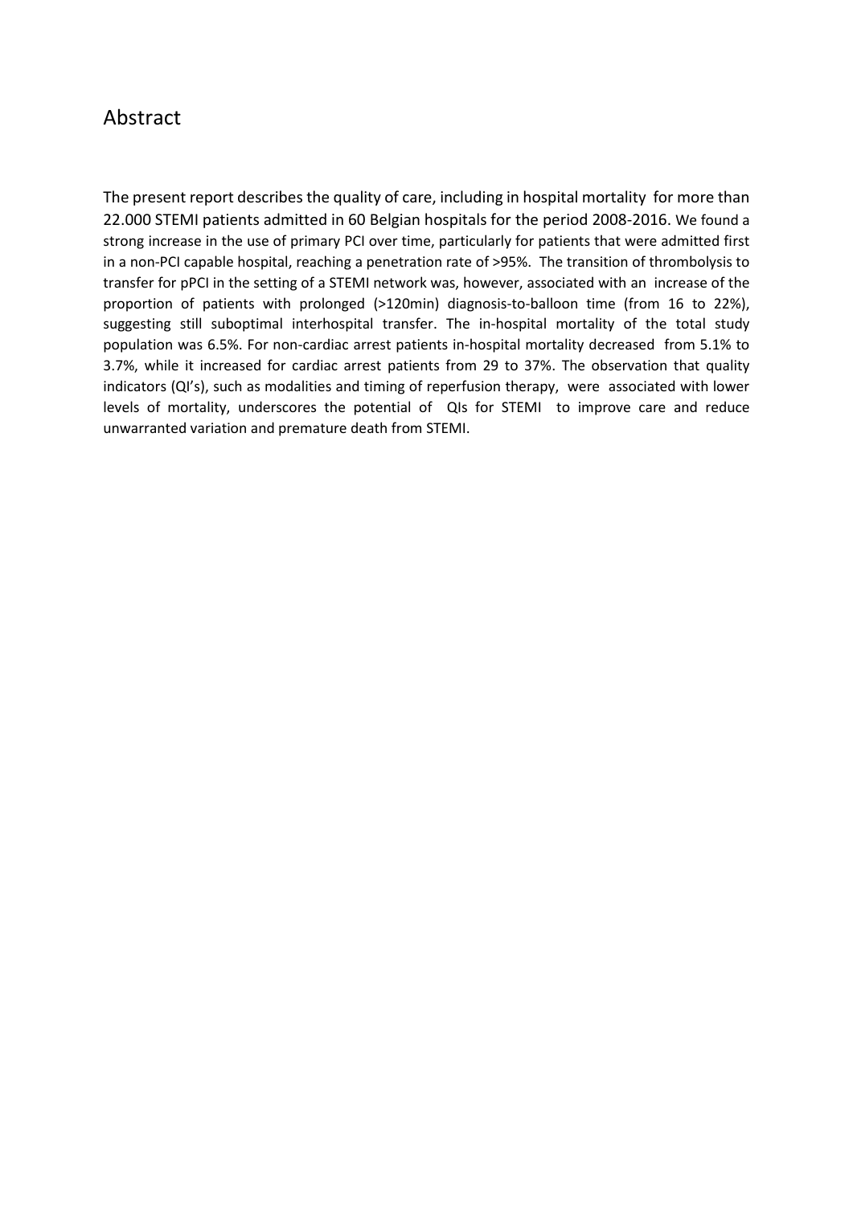## Abstract

The present report describes the quality of care, including in hospital mortality for more than 22.000 STEMI patients admitted in 60 Belgian hospitals for the period 2008-2016. We found a strong increase in the use of primary PCI over time, particularly for patients that were admitted first in a non-PCI capable hospital, reaching a penetration rate of >95%. The transition of thrombolysis to transfer for pPCI in the setting of a STEMI network was, however, associated with an increase of the proportion of patients with prolonged (>120min) diagnosis-to-balloon time (from 16 to 22%), suggesting still suboptimal interhospital transfer. The in-hospital mortality of the total study population was 6.5%. For non-cardiac arrest patients in-hospital mortality decreased from 5.1% to 3.7%, while it increased for cardiac arrest patients from 29 to 37%. The observation that quality indicators (QI's), such as modalities and timing of reperfusion therapy, were associated with lower levels of mortality, underscores the potential of QIs for STEMI to improve care and reduce unwarranted variation and premature death from STEMI.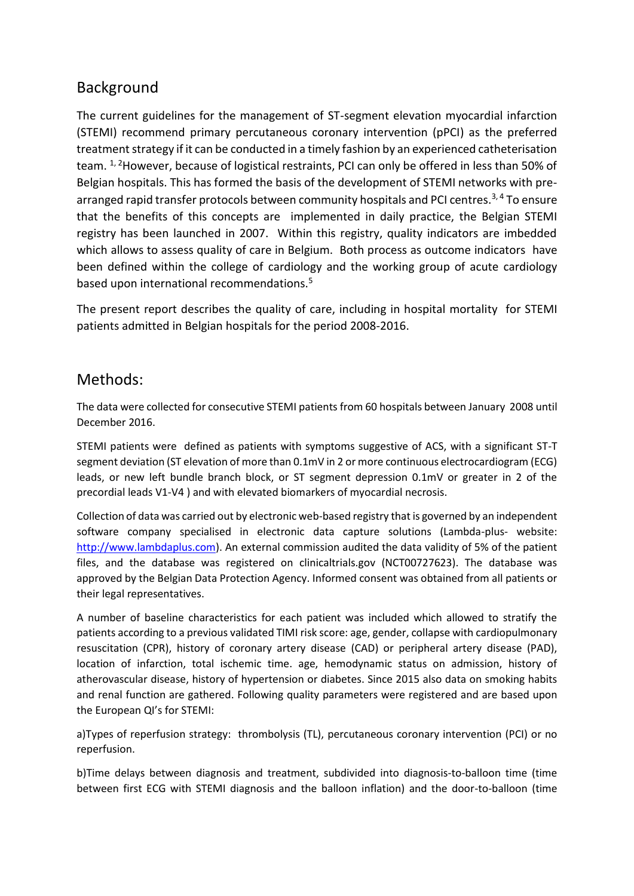## Background

The current guidelines for the management of ST-segment elevation myocardial infarction (STEMI) recommend primary percutaneous coronary intervention (pPCI) as the preferred treatment strategy if it can be conducted in a timely fashion by an experienced catheterisation team. [1, 2]However, because of logistical restraints, PCI can only be offered in less than 50% of Belgian hospitals. This has formed the basis of the development of STEMI networks with pre-arranged rapid transfer protocols between community hospitals and PCI centres.[3, 4] To ensure that the benefits of this concepts are implemented in daily practice, the Belgian STEMI registry has been launched in 2007. Within this registry, quality indicators are imbedded which allows to assess quality of care in Belgium. Both process as outcome indicators have been defined within the college of cardiology and the working group of acute cardiology based upon international recommendations.[5]

The present report describes the quality of care, including in hospital mortality for STEMI patients admitted in Belgian hospitals for the period 2008-2016.

## Methods:

The data were collected for consecutive STEMI patients from 60 hospitals between January 2008 until December 2016.

STEMI patients were defined as patients with symptoms suggestive of ACS, with a significant ST-T segment deviation (ST elevation of more than 0.1mV in 2 or more continuous electrocardiogram (ECG) leads, or new left bundle branch block, or ST segment depression 0.1mV or greater in 2 of the precordial leads V1-V4 ) and with elevated biomarkers of myocardial necrosis.

Collection of data was carried out by electronic web-based registry that is governed by an independent software company specialised in electronic data capture solutions (Lambda-plus- website: http://www.lambdaplus.com). An external commission audited the data validity of 5% of the patient files, and the database was registered on clinicaltrials.gov (NCT00727623). The database was approved by the Belgian Data Protection Agency. Informed consent was obtained from all patients or their legal representatives.

A number of baseline characteristics for each patient was included which allowed to stratify the patients according to a previous validated TIMI risk score: age, gender, collapse with cardiopulmonary resuscitation (CPR), history of coronary artery disease (CAD) or peripheral artery disease (PAD), location of infarction, total ischemic time. age, hemodynamic status on admission, history of atherovascular disease, history of hypertension or diabetes. Since 2015 also data on smoking habits and renal function are gathered. Following quality parameters were registered and are based upon the European QI's for STEMI:

a)Types of reperfusion strategy: thrombolysis (TL), percutaneous coronary intervention (PCI) or no reperfusion.

b)Time delays between diagnosis and treatment, subdivided into diagnosis-to-balloon time (time between first ECG with STEMI diagnosis and the balloon inflation) and the door-to-balloon (time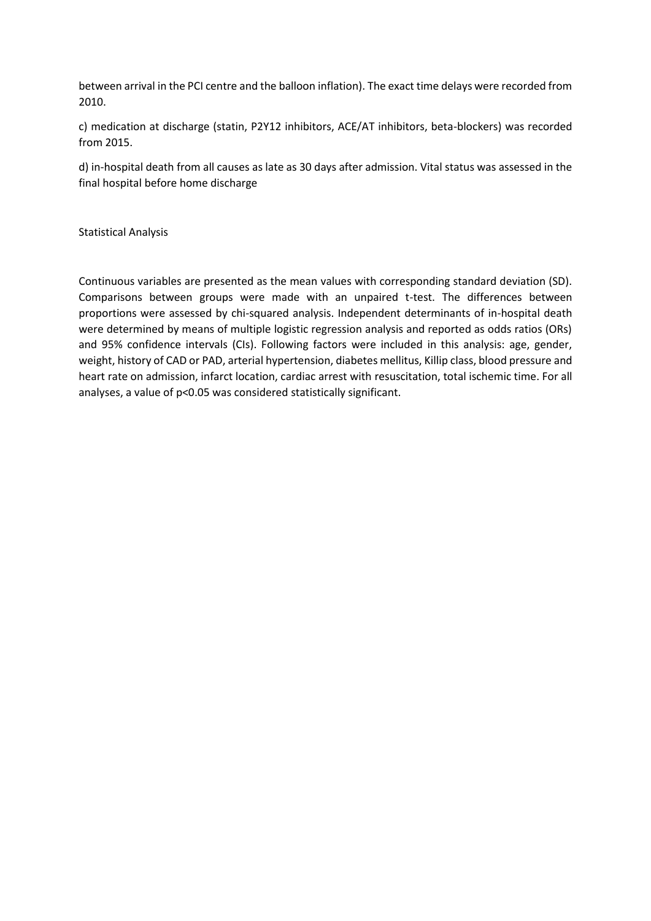between arrival in the PCI centre and the balloon inflation). The exact time delays were recorded from 2010.

c) medication at discharge (statin, P2Y12 inhibitors, ACE/AT inhibitors, beta-blockers) was recorded from 2015.

d) in-hospital death from all causes as late as 30 days after admission. Vital status was assessed in the final hospital before home discharge

## Statistical Analysis

Continuous variables are presented as the mean values with corresponding standard deviation (SD). Comparisons between groups were made with an unpaired t-test. The differences between proportions were assessed by chi-squared analysis. Independent determinants of in-hospital death were determined by means of multiple logistic regression analysis and reported as odds ratios (ORs) and 95% confidence intervals (CIs). Following factors were included in this analysis: age, gender, weight, history of CAD or PAD, arterial hypertension, diabetes mellitus, Killip class, blood pressure and heart rate on admission, infarct location, cardiac arrest with resuscitation, total ischemic time. For all analyses, a value of $p<0.05$ was considered statistically significant.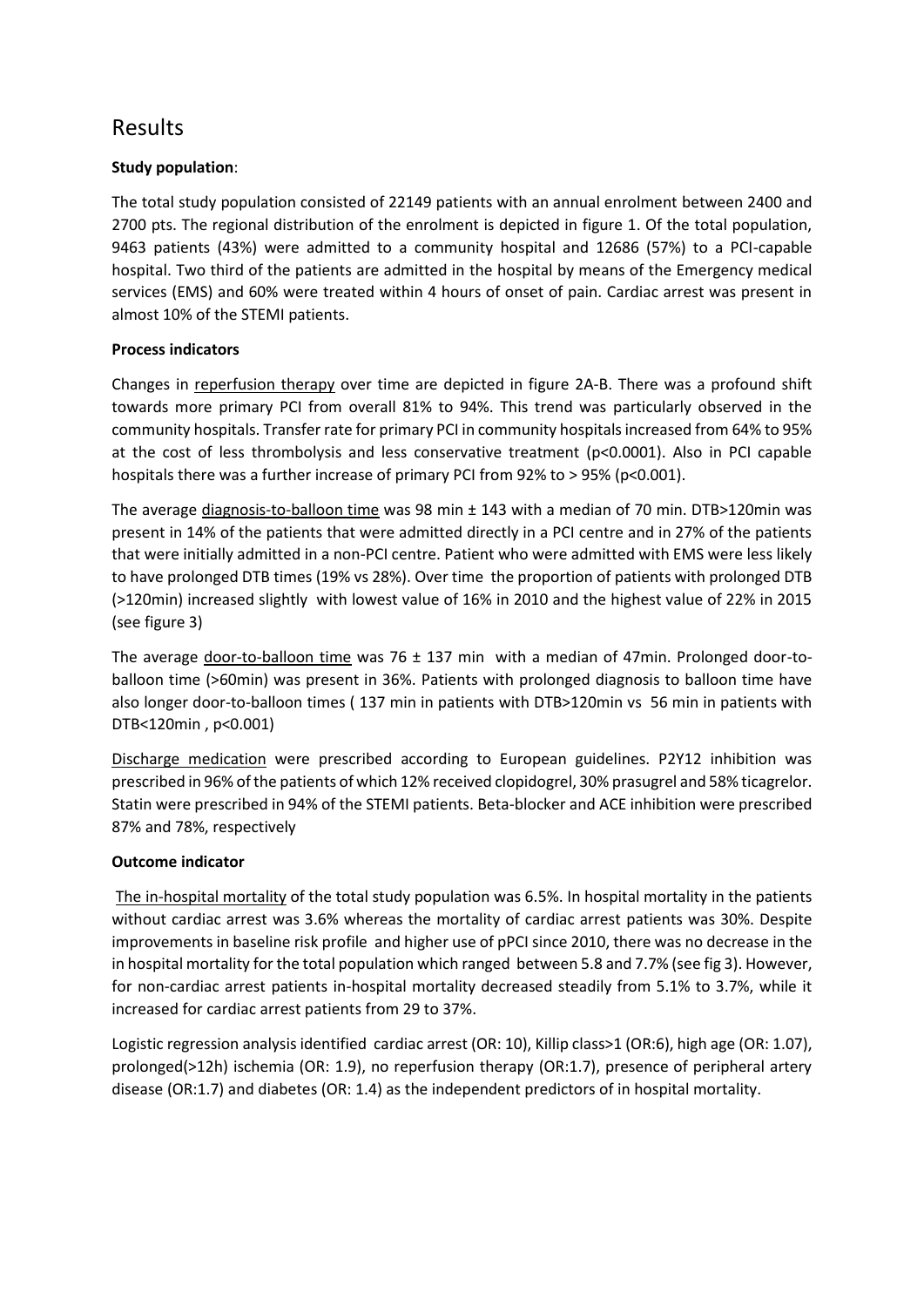# Results

**Study population**:

The total study population consisted of 22149 patients with an annual enrolment between 2400 and 2700 pts. The regional distribution of the enrolment is depicted in figure 1. Of the total population, 9463 patients (43%) were admitted to a community hospital and 12686 (57%) to a PCI-capable hospital. Two third of the patients are admitted in the hospital by means of the Emergency medical services (EMS) and 60% were treated within 4 hours of onset of pain. Cardiac arrest was present in almost 10% of the STEMI patients.

**Process indicators**

Changes in reperfusion therapy over time are depicted in figure 2A-B. There was a profound shift towards more primary PCI from overall 81% to 94%. This trend was particularly observed in the community hospitals. Transfer rate for primary PCI in community hospitals increased from 64% to 95% at the cost of less thrombolysis and less conservative treatment ($p<0.0001$). Also in PCI capable hospitals there was a further increase of primary PCI from 92% to > 95% ($p<0.001$).

The average diagnosis-to-balloon time was 98 min ± 143 with a median of 70 min. DTB>120min was present in 14% of the patients that were admitted directly in a PCI centre and in 27% of the patients that were initially admitted in a non-PCI centre. Patient who were admitted with EMS were less likely to have prolonged DTB times (19% vs 28%). Over time the proportion of patients with prolonged DTB (>120min) increased slightly with lowest value of 16% in 2010 and the highest value of 22% in 2015 (see figure 3)

The average door-to-balloon time was 76 ± 137 min with a median of 47min. Prolonged door-to-balloon time (>60min) was present in 36%. Patients with prolonged diagnosis to balloon time have also longer door-to-balloon times ( 137 min in patients with DTB>120min vs 56 min in patients with DTB<120min , $p<0.001$)

Discharge medication were prescribed according to European guidelines. P2Y12 inhibition was prescribed in 96% of the patients of which 12% received clopidogrel, 30% prasugrel and 58% ticagrelor. Statin were prescribed in 94% of the STEMI patients. Beta-blocker and ACE inhibition were prescribed 87% and 78%, respectively

**Outcome indicator**

The in-hospital mortality of the total study population was 6.5%. In hospital mortality in the patients without cardiac arrest was 3.6% whereas the mortality of cardiac arrest patients was 30%. Despite improvements in baseline risk profile and higher use of pPCI since 2010, there was no decrease in the in hospital mortality for the total population which ranged between 5.8 and 7.7% (see fig 3). However, for non-cardiac arrest patients in-hospital mortality decreased steadily from 5.1% to 3.7%, while it increased for cardiac arrest patients from 29 to 37%.

Logistic regression analysis identified cardiac arrest (OR: 10), Killip class>1 (OR:6), high age (OR: 1.07), prolonged(>12h) ischemia (OR: 1.9), no reperfusion therapy (OR:1.7), presence of peripheral artery disease (OR:1.7) and diabetes (OR: 1.4) as the independent predictors of in hospital mortality.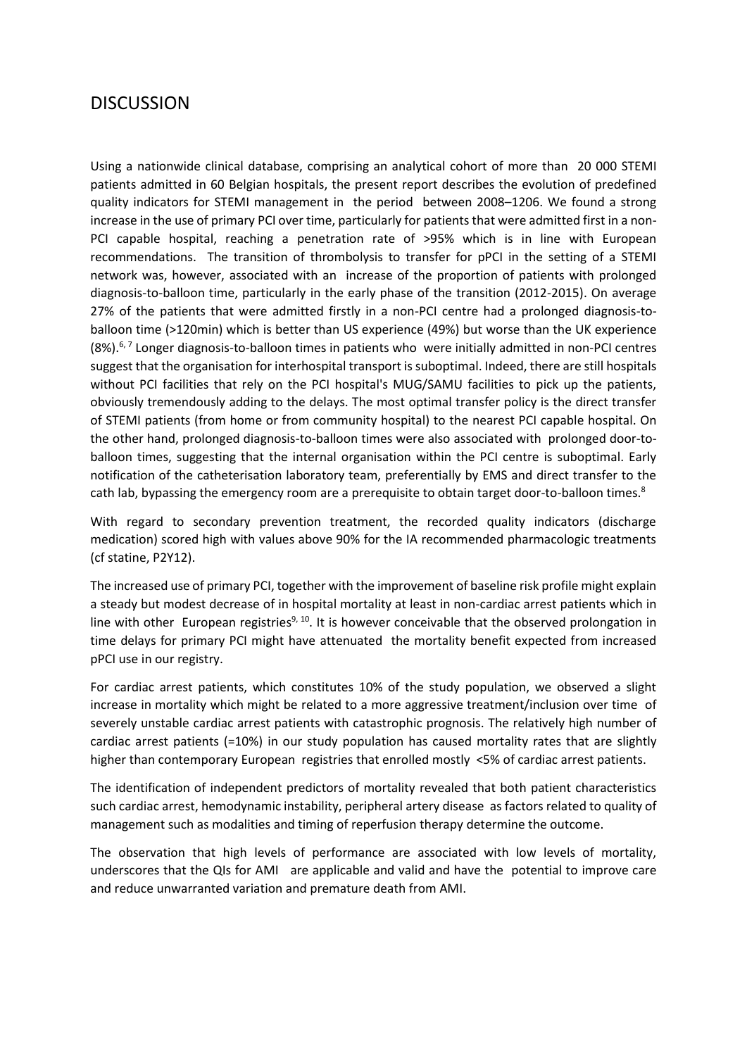# DISCUSSION

Using a nationwide clinical database, comprising an analytical cohort of more than 20 000 STEMI patients admitted in 60 Belgian hospitals, the present report describes the evolution of predefined quality indicators for STEMI management in the period between 2008–1206. We found a strong increase in the use of primary PCI over time, particularly for patients that were admitted first in a non-PCI capable hospital, reaching a penetration rate of >95% which is in line with European recommendations. The transition of thrombolysis to transfer for pPCI in the setting of a STEMI network was, however, associated with an increase of the proportion of patients with prolonged diagnosis-to-balloon time, particularly in the early phase of the transition (2012-2015). On average 27% of the patients that were admitted firstly in a non-PCI centre had a prolonged diagnosis-to-balloon time (>120min) which is better than US experience (49%) but worse than the UK experience (8%).[6,7] Longer diagnosis-to-balloon times in patients who were initially admitted in non-PCI centres suggest that the organisation for interhospital transport is suboptimal. Indeed, there are still hospitals without PCI facilities that rely on the PCI hospital's MUG/SAMU facilities to pick up the patients, obviously tremendously adding to the delays. The most optimal transfer policy is the direct transfer of STEMI patients (from home or from community hospital) to the nearest PCI capable hospital. On the other hand, prolonged diagnosis-to-balloon times were also associated with prolonged door-to-balloon times, suggesting that the internal organisation within the PCI centre is suboptimal. Early notification of the catheterisation laboratory team, preferentially by EMS and direct transfer to the cath lab, bypassing the emergency room are a prerequisite to obtain target door-to-balloon times.[8]

With regard to secondary prevention treatment, the recorded quality indicators (discharge medication) scored high with values above 90% for the IA recommended pharmacologic treatments (cf statine, P2Y12).

The increased use of primary PCI, together with the improvement of baseline risk profile might explain a steady but modest decrease of in hospital mortality at least in non-cardiac arrest patients which in line with other European registries[9,10]. It is however conceivable that the observed prolongation in time delays for primary PCI might have attenuated the mortality benefit expected from increased pPCI use in our registry.

For cardiac arrest patients, which constitutes 10% of the study population, we observed a slight increase in mortality which might be related to a more aggressive treatment/inclusion over time of severely unstable cardiac arrest patients with catastrophic prognosis. The relatively high number of cardiac arrest patients (=10%) in our study population has caused mortality rates that are slightly higher than contemporary European registries that enrolled mostly <5% of cardiac arrest patients.

The identification of independent predictors of mortality revealed that both patient characteristics such cardiac arrest, hemodynamic instability, peripheral artery disease as factors related to quality of management such as modalities and timing of reperfusion therapy determine the outcome.

The observation that high levels of performance are associated with low levels of mortality, underscores that the QIs for AMI are applicable and valid and have the potential to improve care and reduce unwarranted variation and premature death from AMI.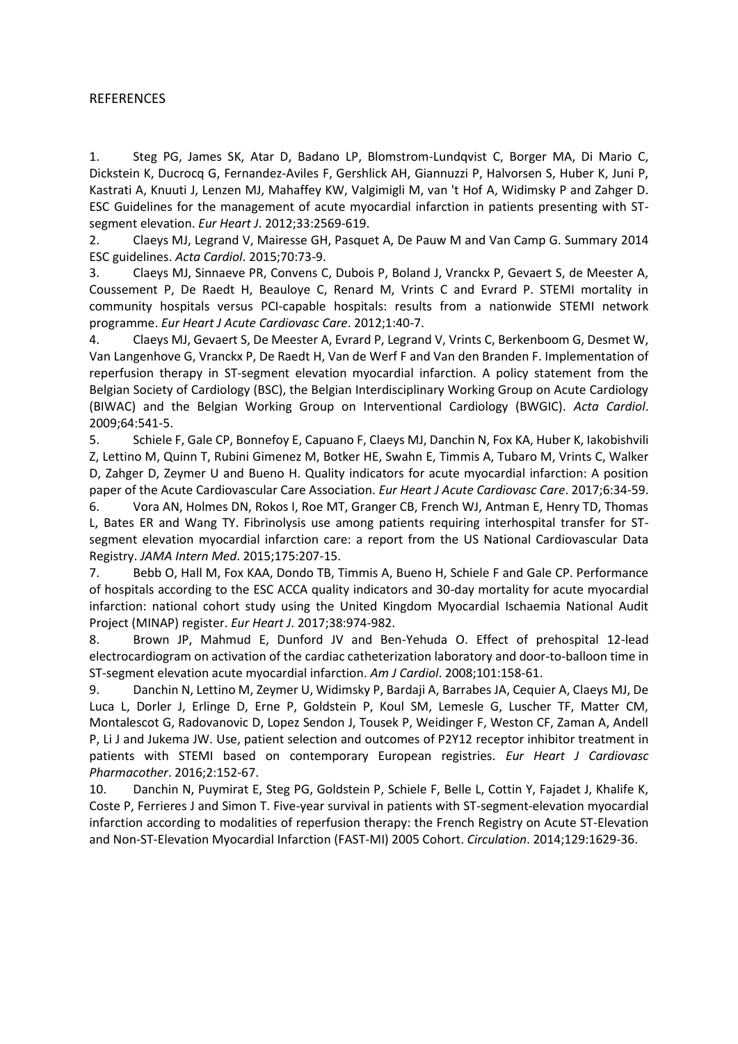# REFERENCES

1. Steg PG, James SK, Atar D, Badano LP, Blomstrom-Lundqvist C, Borger MA, Di Mario C, Dickstein K, Ducrocq G, Fernandez-Aviles F, Gershlick AH, Giannuzzi P, Halvorsen S, Huber K, Juni P, Kastrati A, Knuuti J, Lenzen MJ, Mahaffey KW, Valgimigli M, van 't Hof A, Widimsky P and Zahger D. ESC Guidelines for the management of acute myocardial infarction in patients presenting with ST-segment elevation. *Eur Heart J*. 2012;33:2569-619.
2. Claeys MJ, Legrand V, Mairesse GH, Pasquet A, De Pauw M and Van Camp G. Summary 2014 ESC guidelines. *Acta Cardiol*. 2015;70:73-9.
3. Claeys MJ, Sinnaeve PR, Convens C, Dubois P, Boland J, Vranckx P, Gevaert S, de Meester A, Coussement P, De Raedt H, Beauloye C, Renard M, Vrints C and Evrard P. STEMI mortality in community hospitals versus PCI-capable hospitals: results from a nationwide STEMI network programme. *Eur Heart J Acute Cardiovasc Care*. 2012;1:40-7.
4. Claeys MJ, Gevaert S, De Meester A, Evrard P, Legrand V, Vrints C, Berkenboom G, Desmet W, Van Langenhove G, Vranckx P, De Raedt H, Van de Werf F and Van den Branden F. Implementation of reperfusion therapy in ST-segment elevation myocardial infarction. A policy statement from the Belgian Society of Cardiology (BSC), the Belgian Interdisciplinary Working Group on Acute Cardiology (BIWAC) and the Belgian Working Group on Interventional Cardiology (BWGIC). *Acta Cardiol*. 2009;64:541-5.
5. Schiele F, Gale CP, Bonnefoy E, Capuano F, Claeys MJ, Danchin N, Fox KA, Huber K, Iakobishvili Z, Lettino M, Quinn T, Rubini Gimenez M, Botker HE, Swahn E, Timmis A, Tubaro M, Vrints C, Walker D, Zahger D, Zeymer U and Bueno H. Quality indicators for acute myocardial infarction: A position paper of the Acute Cardiovascular Care Association. *Eur Heart J Acute Cardiovasc Care*. 2017;6:34-59.
6. Vora AN, Holmes DN, Rokos I, Roe MT, Granger CB, French WJ, Antman E, Henry TD, Thomas L, Bates ER and Wang TY. Fibrinolysis use among patients requiring interhospital transfer for ST-segment elevation myocardial infarction care: a report from the US National Cardiovascular Data Registry. *JAMA Intern Med*. 2015;175:207-15.
7. Bebb O, Hall M, Fox KAA, Dondo TB, Timmis A, Bueno H, Schiele F and Gale CP. Performance of hospitals according to the ESC ACCA quality indicators and 30-day mortality for acute myocardial infarction: national cohort study using the United Kingdom Myocardial Ischaemia National Audit Project (MINAP) register. *Eur Heart J*. 2017;38:974-982.
8. Brown JP, Mahmud E, Dunford JV and Ben-Yehuda O. Effect of prehospital 12-lead electrocardiogram on activation of the cardiac catheterization laboratory and door-to-balloon time in ST-segment elevation acute myocardial infarction. *Am J Cardiol*. 2008;101:158-61.
9. Danchin N, Lettino M, Zeymer U, Widimsky P, Bardaji A, Barrabes JA, Cequier A, Claeys MJ, De Luca L, Dorler J, Erlinge D, Erne P, Goldstein P, Koul SM, Lemesle G, Luscher TF, Matter CM, Montalescot G, Radovanovic D, Lopez Sendon J, Tousek P, Weidinger F, Weston CF, Zaman A, Andell P, Li J and Jukema JW. Use, patient selection and outcomes of P2Y12 receptor inhibitor treatment in patients with STEMI based on contemporary European registries. *Eur Heart J Cardiovasc Pharmacother*. 2016;2:152-67.
10. Danchin N, Puymirat E, Steg PG, Goldstein P, Schiele F, Belle L, Cottin Y, Fajadet J, Khalife K, Coste P, Ferrieres J and Simon T. Five-year survival in patients with ST-segment-elevation myocardial infarction according to modalities of reperfusion therapy: the French Registry on Acute ST-Elevation and Non-ST-Elevation Myocardial Infarction (FAST-MI) 2005 Cohort. *Circulation*. 2014;129:1629-36.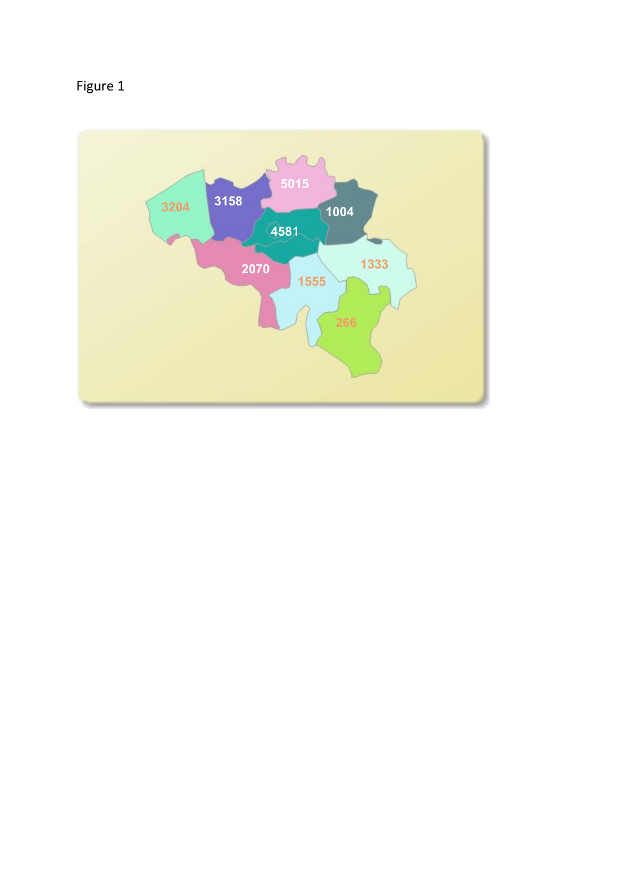Figure 1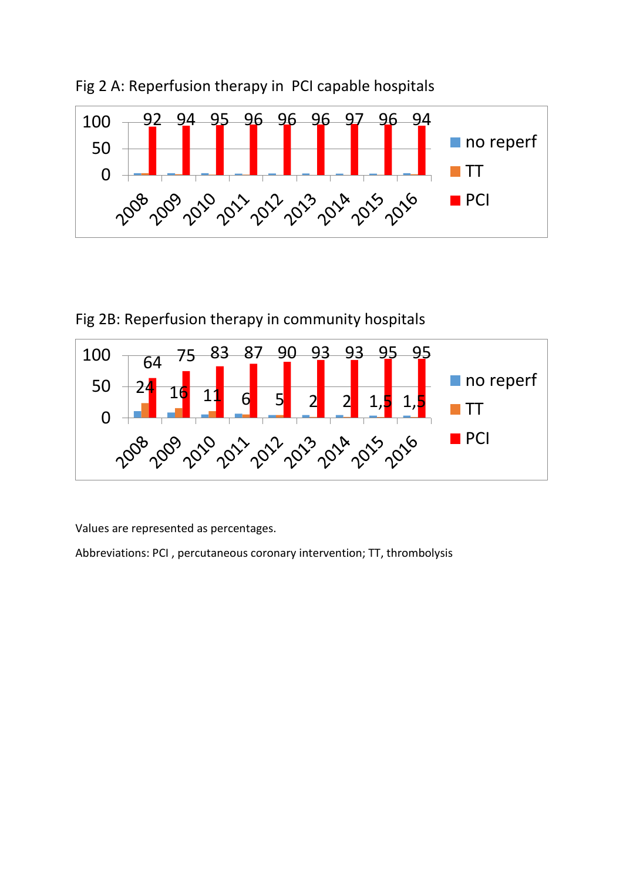Fig 2 A: Reperfusion therapy in PCI capable hospitals

Fig 2B: Reperfusion therapy in community hospitals

Values are represented as percentages.

Abbreviations: PCI , percutaneous coronary intervention; TT, thrombolysis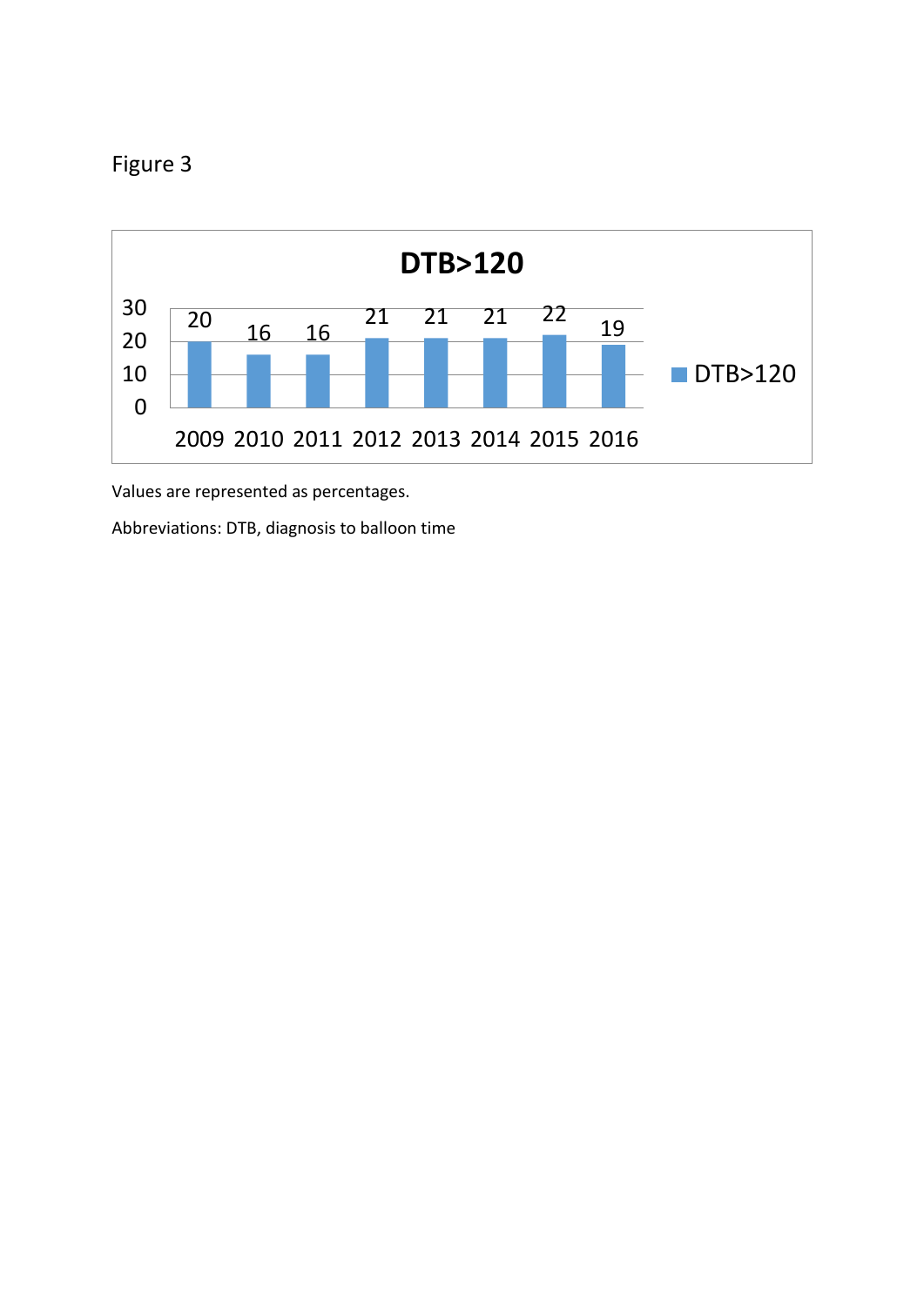Figure 3

**DTB>120**

| Year | DTB>120 |
| --- | --- |
| 2009 | 20 |
| 2010 | 16 |
| 2011 | 16 |
| 2012 | 21 |
| 2013 | 21 |
| 2014 | 21 |
| 2015 | 22 |
| 2016 | 19 |

Values are represented as percentages.

Abbreviations: DTB, diagnosis to balloon time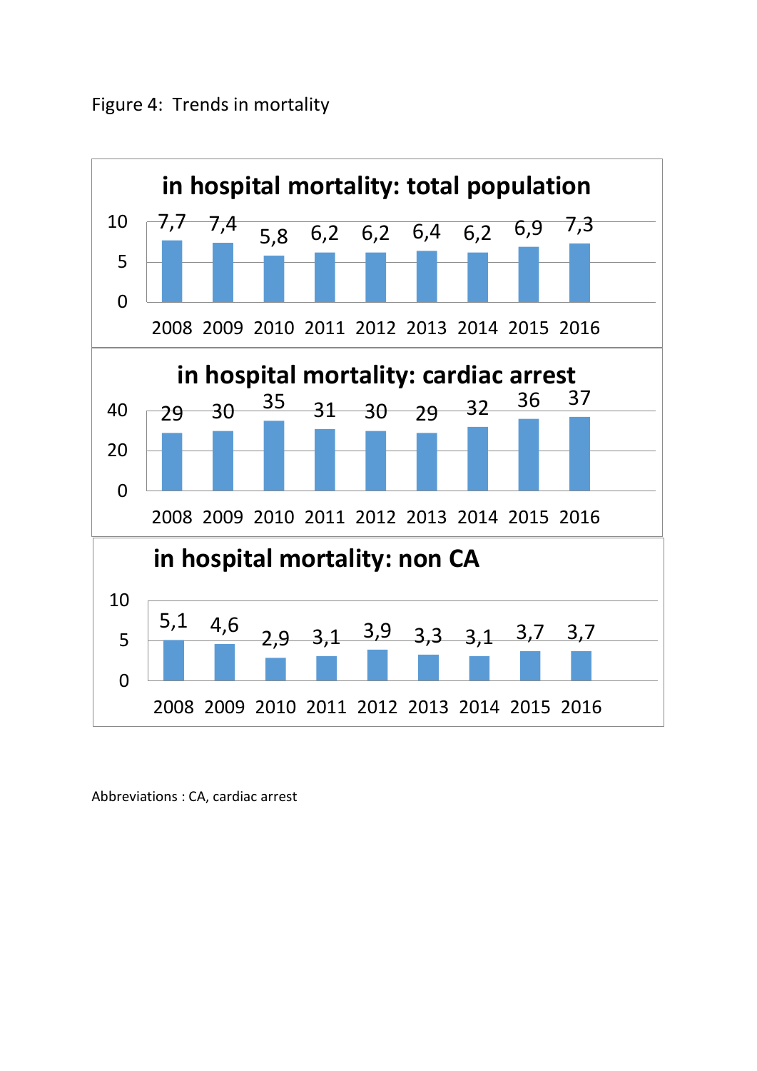Figure 4: Trends in mortality

in hospital mortality: total population

10
5
0

7,7 7,4 5,8 6,2 6,2 6,4 6,2 6,9 7,3

2008 2009 2010 2011 2012 2013 2014 2015 2016

in hospital mortality: cardiac arrest

40
20
0

29 30 35 31 30 29 32 36 37

2008 2009 2010 2011 2012 2013 2014 2015 2016

in hospital mortality: non CA

10
5
0

5,1 4,6 2,9 3,1 3,9 3,3 3,1 3,7 3,7

2008 2009 2010 2011 2012 2013 2014 2015 2016

Abbreviations : CA, cardiac arrest